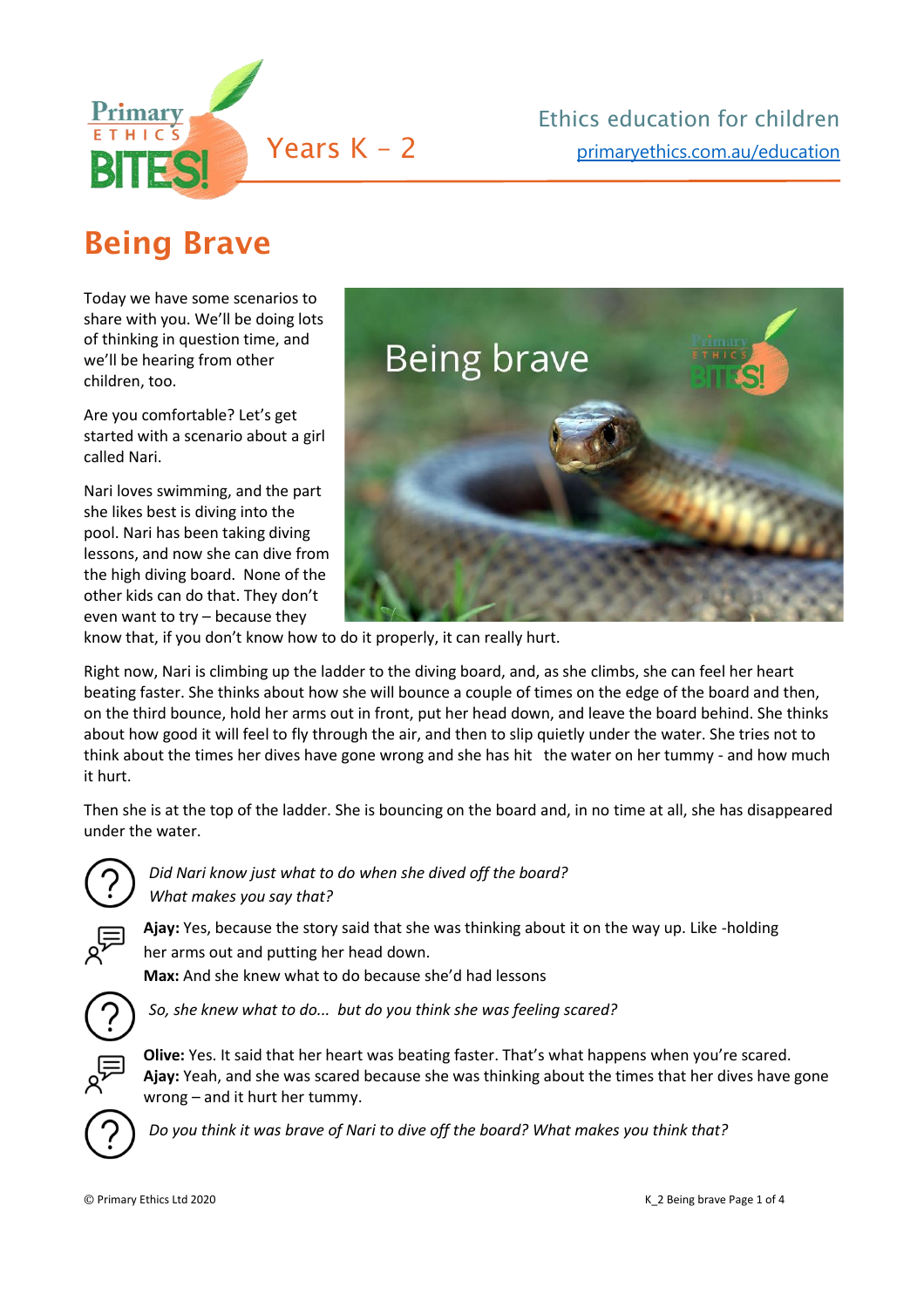Ethics education for children

primaryethics.com.au/education

Years K – 2

# Being Brave

Today we have some scenarios to share with you. We'll be doing lots of thinking in question time, and we'll be hearing from other children, too.

Are you comfortable? Let's get started with a scenario about a girl called Nari.

Nari loves swimming, and the part she likes best is diving into the pool. Nari has been taking diving lessons, and now she can dive from the high diving board. None of the other kids can do that. They don't even want to try – because they know that, if you don't know how to do it properly, it can really hurt.

Right now, Nari is climbing up the ladder to the diving board, and, as she climbs, she can feel her heart beating faster. She thinks about how she will bounce a couple of times on the edge of the board and then, on the third bounce, hold her arms out in front, put her head down, and leave the board behind. She thinks about how good it will feel to fly through the air, and then to slip quietly under the water. She tries not to think about the times her dives have gone wrong and she has hit the water on her tummy - and how much it hurt.

Then she is at the top of the ladder. She is bouncing on the board and, in no time at all, she has disappeared under the water.

*Did Nari know just what to do when she dived off the board? What makes you say that?*

**Ajay:** Yes, because the story said that she was thinking about it on the way up. Like -holding her arms out and putting her head down.
**Max:** And she knew what to do because she'd had lessons

*So, she knew what to do... but do you think she was feeling scared?*

**Olive:** Yes. It said that her heart was beating faster. That's what happens when you're scared.
**Ajay:** Yeah, and she was scared because she was thinking about the times that her dives have gone wrong – and it hurt her tummy.

*Do you think it was brave of Nari to dive off the board? What makes you think that?*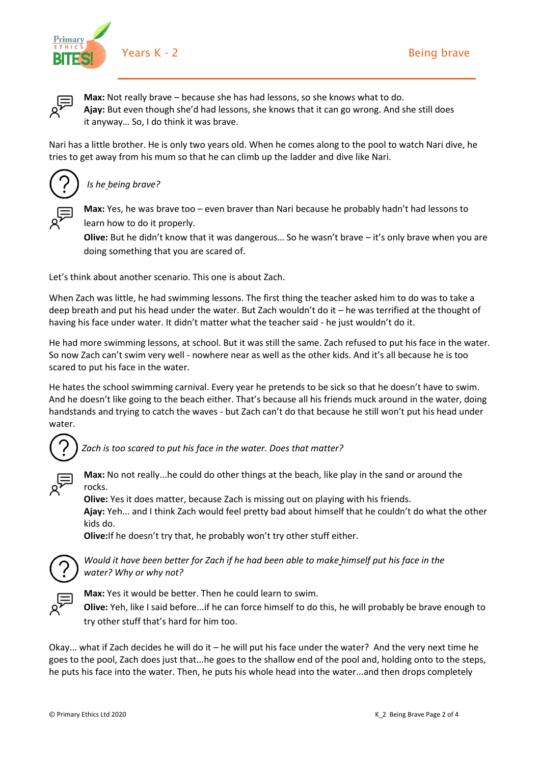**Max:** Not really brave – because she has had lessons, so she knows what to do.
**Ajay:** But even though she'd had lessons, she knows that it can go wrong. And she still does it anyway… So, I do think it was brave.

Nari has a little brother. He is only two years old. When he comes along to the pool to watch Nari dive, he tries to get away from his mum so that he can climb up the ladder and dive like Nari.

*Is he being brave?*

**Max:** Yes, he was brave too – even braver than Nari because he probably hadn't had lessons to learn how to do it properly.
**Olive:** But he didn't know that it was dangerous… So he wasn't brave – it's only brave when you are doing something that you are scared of.

Let's think about another scenario. This one is about Zach.

When Zach was little, he had swimming lessons. The first thing the teacher asked him to do was to take a deep breath and put his head under the water. But Zach wouldn't do it – he was terrified at the thought of having his face under water. It didn't matter what the teacher said - he just wouldn't do it.

He had more swimming lessons, at school. But it was still the same. Zach refused to put his face in the water. So now Zach can't swim very well - nowhere near as well as the other kids. And it's all because he is too scared to put his face in the water.

He hates the school swimming carnival. Every year he pretends to be sick so that he doesn't have to swim. And he doesn't like going to the beach either. That's because all his friends muck around in the water, doing handstands and trying to catch the waves - but Zach can't do that because he still won't put his head under water.

*Zach is too scared to put his face in the water. Does that matter?*

**Max:** No not really...he could do other things at the beach, like play in the sand or around the rocks.
**Olive:** Yes it does matter, because Zach is missing out on playing with his friends.
**Ajay:** Yeh... and I think Zach would feel pretty bad about himself that he couldn't do what the other kids do.
**Olive:** If he doesn't try that, he probably won't try other stuff either.

*Would it have been better for Zach if he had been able to make himself put his face in the water? Why or why not?*

**Max:** Yes it would be better. Then he could learn to swim.
**Olive:** Yeh, like I said before...if he can force himself to do this, he will probably be brave enough to try other stuff that's hard for him too.

Okay... what if Zach decides he will do it – he will put his face under the water? And the very next time he goes to the pool, Zach does just that...he goes to the shallow end of the pool and, holding onto to the steps, he puts his face into the water. Then, he puts his whole head into the water...and then drops completely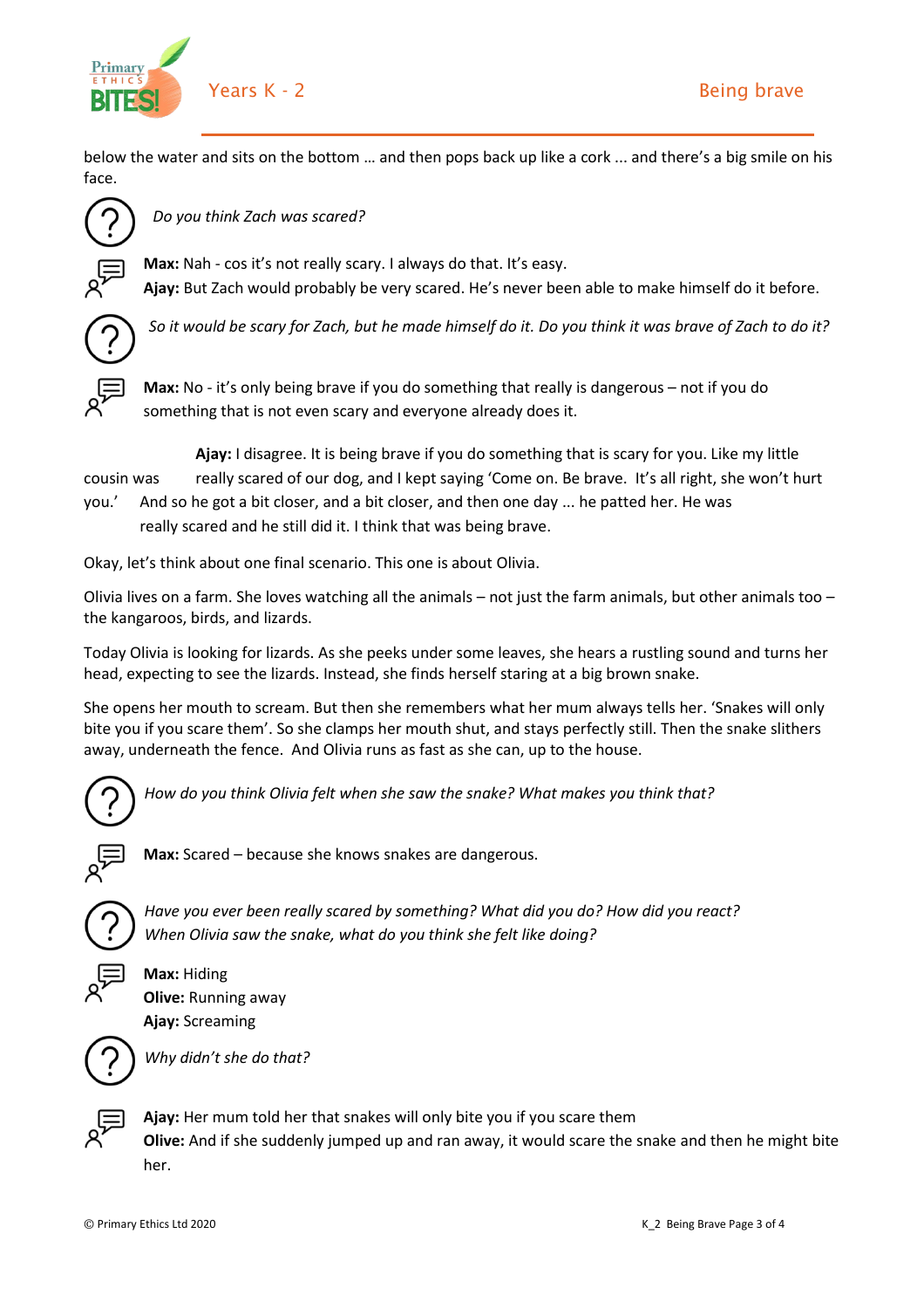below the water and sits on the bottom … and then pops back up like a cork … and there's a big smile on his face.

*Do you think Zach was scared?*

**Max:** Nah - cos it's not really scary. I always do that. It's easy.
**Ajay:** But Zach would probably be very scared. He's never been able to make himself do it before.

*So it would be scary for Zach, but he made himself do it. Do you think it was brave of Zach to do it?*

**Max:** No - it's only being brave if you do something that really is dangerous – not if you do something that is not even scary and everyone already does it.

**Ajay:** I disagree. It is being brave if you do something that is scary for you. Like my little cousin was really scared of our dog, and I kept saying 'Come on. Be brave. It's all right, she won't hurt you.' And so he got a bit closer, and a bit closer, and then one day … he patted her. He was really scared and he still did it. I think that was being brave.

Okay, let's think about one final scenario. This one is about Olivia.

Olivia lives on a farm. She loves watching all the animals – not just the farm animals, but other animals too – the kangaroos, birds, and lizards.

Today Olivia is looking for lizards. As she peeks under some leaves, she hears a rustling sound and turns her head, expecting to see the lizards. Instead, she finds herself staring at a big brown snake.

She opens her mouth to scream. But then she remembers what her mum always tells her. 'Snakes will only bite you if you scare them'. So she clamps her mouth shut, and stays perfectly still. Then the snake slithers away, underneath the fence. And Olivia runs as fast as she can, up to the house.

*How do you think Olivia felt when she saw the snake? What makes you think that?*

**Max:** Scared – because she knows snakes are dangerous.

*Have you ever been really scared by something? What did you do? How did you react?*
*When Olivia saw the snake, what do you think she felt like doing?*

**Max:** Hiding
**Olive:** Running away
**Ajay:** Screaming

*Why didn't she do that?*

**Ajay:** Her mum told her that snakes will only bite you if you scare them
**Olive:** And if she suddenly jumped up and ran away, it would scare the snake and then he might bite her.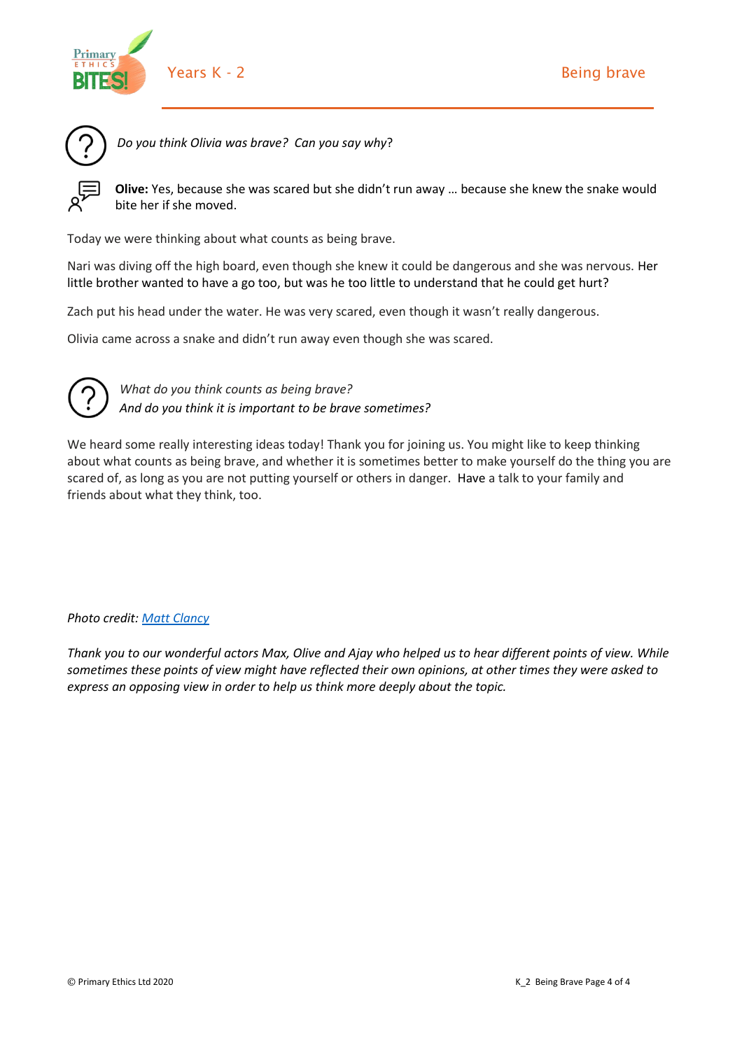*Do you think Olivia was brave? Can you say why*?

**Olive:** Yes, because she was scared but she didn't run away … because she knew the snake would bite her if she moved.

Today we were thinking about what counts as being brave.

Nari was diving off the high board, even though she knew it could be dangerous and she was nervous. Her little brother wanted to have a go too, but was he too little to understand that he could get hurt?

Zach put his head under the water. He was very scared, even though it wasn't really dangerous.

Olivia came across a snake and didn't run away even though she was scared.

*What do you think counts as being brave?*
*And do you think it is important to be brave sometimes?*

We heard some really interesting ideas today! Thank you for joining us. You might like to keep thinking about what counts as being brave, and whether it is sometimes better to make yourself do the thing you are scared of, as long as you are not putting yourself or others in danger. Have a talk to your family and friends about what they think, too.

*Photo credit: Matt Clancy*

*Thank you to our wonderful actors Max, Olive and Ajay who helped us to hear different points of view. While sometimes these points of view might have reflected their own opinions, at other times they were asked to express an opposing view in order to help us think more deeply about the topic.*

© Primary Ethics Ltd 2020